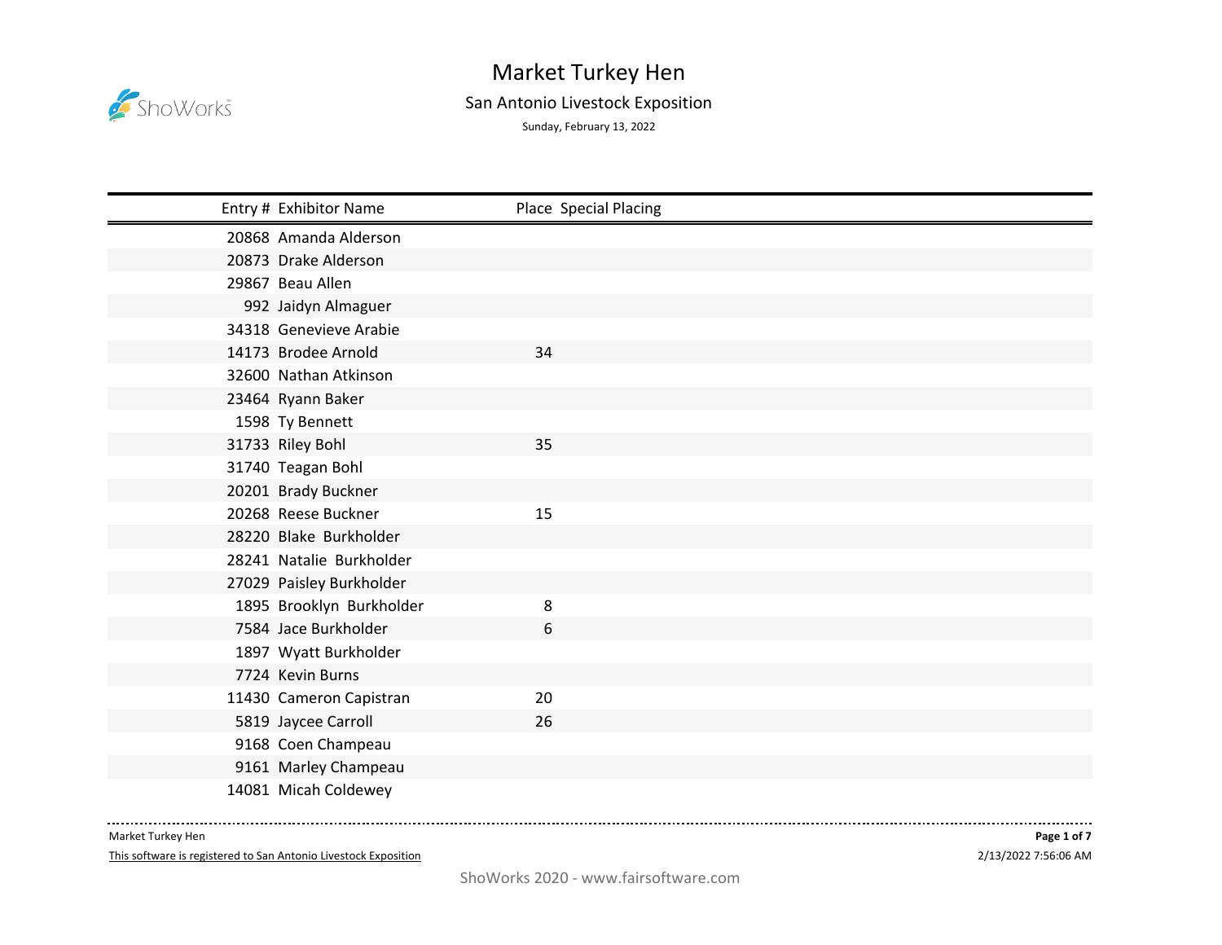# Market Turkey Hen

## San Antonio Livestock Exposition

Sunday, February 13, 2022

| Entry # | Exhibitor Name | Place | Special Placing |
|---|---|---|---|
| 20868 | Amanda Alderson | | |
| 20873 | Drake Alderson | | |
| 29867 | Beau Allen | | |
| 992 | Jaidyn Almaguer | | |
| 34318 | Genevieve Arabie | | |
| 14173 | Brodee Arnold | 34 | |
| 32600 | Nathan Atkinson | | |
| 23464 | Ryann Baker | | |
| 1598 | Ty Bennett | | |
| 31733 | Riley Bohl | 35 | |
| 31740 | Teagan Bohl | | |
| 20201 | Brady Buckner | | |
| 20268 | Reese Buckner | 15 | |
| 28220 | Blake Burkholder | | |
| 28241 | Natalie Burkholder | | |
| 27029 | Paisley Burkholder | | |
| 1895 | Brooklyn Burkholder | 8 | |
| 7584 | Jace Burkholder | 6 | |
| 1897 | Wyatt Burkholder | | |
| 7724 | Kevin Burns | | |
| 11430 | Cameron Capistran | 20 | |
| 5819 | Jaycee Carroll | 26 | |
| 9168 | Coen Champeau | | |
| 9161 | Marley Champeau | | |
| 14081 | Micah Coldewey | | |

Market Turkey Hen

This software is registered to San Antonio Livestock Exposition

2/13/2022 7:56:06 AM

ShoWorks 2020 - www.fairsoftware.com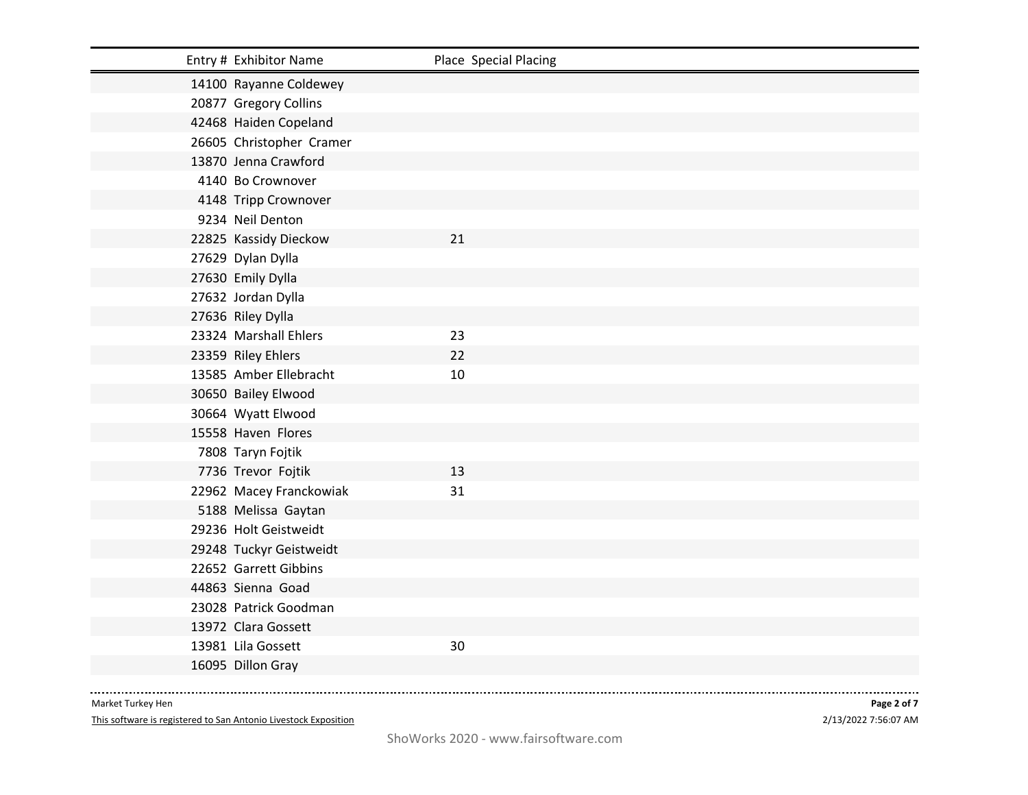| Entry # | Exhibitor Name | Place | Special Placing |
|---|---|---|---|
| 14100 | Rayanne Coldewey | | |
| 20877 | Gregory Collins | | |
| 42468 | Haiden Copeland | | |
| 26605 | Christopher Cramer | | |
| 13870 | Jenna Crawford | | |
| 4140 | Bo Crownover | | |
| 4148 | Tripp Crownover | | |
| 9234 | Neil Denton | | |
| 22825 | Kassidy Dieckow | 21 | |
| 27629 | Dylan Dylla | | |
| 27630 | Emily Dylla | | |
| 27632 | Jordan Dylla | | |
| 27636 | Riley Dylla | | |
| 23324 | Marshall Ehlers | 23 | |
| 23359 | Riley Ehlers | 22 | |
| 13585 | Amber Ellebracht | 10 | |
| 30650 | Bailey Elwood | | |
| 30664 | Wyatt Elwood | | |
| 15558 | Haven Flores | | |
| 7808 | Taryn Fojtik | | |
| 7736 | Trevor Fojtik | 13 | |
| 22962 | Macey Franckowiak | 31 | |
| 5188 | Melissa Gaytan | | |
| 29236 | Holt Geistweidt | | |
| 29248 | Tuckyr Geistweidt | | |
| 22652 | Garrett Gibbins | | |
| 44863 | Sienna Goad | | |
| 23028 | Patrick Goodman | | |
| 13972 | Clara Gossett | | |
| 13981 | Lila Gossett | 30 | |
| 16095 | Dillon Gray | | |

Market Turkey Hen

This software is registered to San Antonio Livestock Exposition

2/13/2022 7:56:07 AM

ShoWorks 2020 - www.fairsoftware.com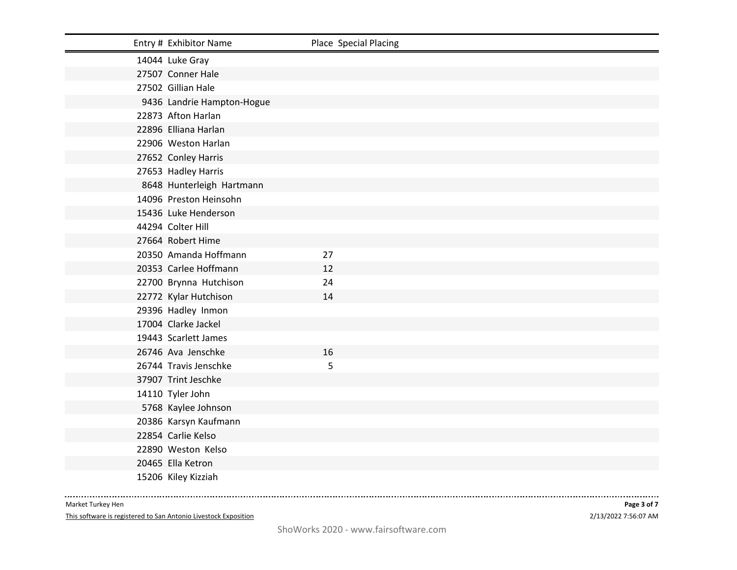| Entry # | Exhibitor Name | Place | Special Placing |
|---|---|---|---|
| 14044 | Luke Gray | | |
| 27507 | Conner Hale | | |
| 27502 | Gillian Hale | | |
| 9436 | Landrie Hampton-Hogue | | |
| 22873 | Afton Harlan | | |
| 22896 | Elliana Harlan | | |
| 22906 | Weston Harlan | | |
| 27652 | Conley Harris | | |
| 27653 | Hadley Harris | | |
| 8648 | Hunterleigh Hartmann | | |
| 14096 | Preston Heinsohn | | |
| 15436 | Luke Henderson | | |
| 44294 | Colter Hill | | |
| 27664 | Robert Hime | | |
| 20350 | Amanda Hoffmann | 27 | |
| 20353 | Carlee Hoffmann | 12 | |
| 22700 | Brynna Hutchison | 24 | |
| 22772 | Kylar Hutchison | 14 | |
| 29396 | Hadley Inmon | | |
| 17004 | Clarke Jackel | | |
| 19443 | Scarlett James | | |
| 26746 | Ava Jenschke | 16 | |
| 26744 | Travis Jenschke | 5 | |
| 37907 | Trint Jeschke | | |
| 14110 | Tyler John | | |
| 5768 | Kaylee Johnson | | |
| 20386 | Karsyn Kaufmann | | |
| 22854 | Carlie Kelso | | |
| 22890 | Weston Kelso | | |
| 20465 | Ella Ketron | | |
| 15206 | Kiley Kizziah | | |

Market Turkey Hen

This software is registered to San Antonio Livestock Exposition

2/13/2022 7:56:07 AM

ShoWorks 2020 - www.fairsoftware.com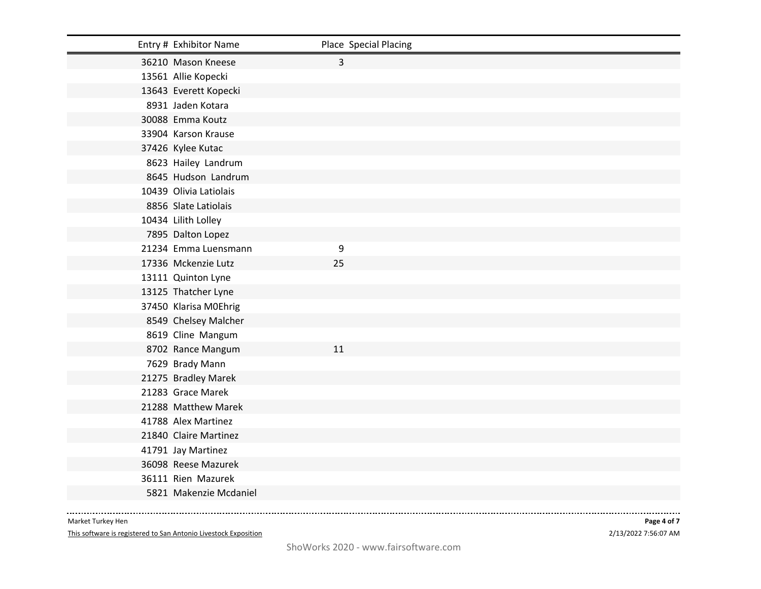| Entry # | Exhibitor Name | Place | Special Placing |
|---|---|---|---|
| 36210 | Mason Kneese | 3 | |
| 13561 | Allie Kopecki | | |
| 13643 | Everett Kopecki | | |
| 8931 | Jaden Kotara | | |
| 30088 | Emma Koutz | | |
| 33904 | Karson Krause | | |
| 37426 | Kylee Kutac | | |
| 8623 | Hailey Landrum | | |
| 8645 | Hudson Landrum | | |
| 10439 | Olivia Latiolais | | |
| 8856 | Slate Latiolais | | |
| 10434 | Lilith Lolley | | |
| 7895 | Dalton Lopez | | |
| 21234 | Emma Luensmann | 9 | |
| 17336 | Mckenzie Lutz | 25 | |
| 13111 | Quinton Lyne | | |
| 13125 | Thatcher Lyne | | |
| 37450 | Klarisa M0Ehrig | | |
| 8549 | Chelsey Malcher | | |
| 8619 | Cline Mangum | | |
| 8702 | Rance Mangum | 11 | |
| 7629 | Brady Mann | | |
| 21275 | Bradley Marek | | |
| 21283 | Grace Marek | | |
| 21288 | Matthew Marek | | |
| 41788 | Alex Martinez | | |
| 21840 | Claire Martinez | | |
| 41791 | Jay Martinez | | |
| 36098 | Reese Mazurek | | |
| 36111 | Rien Mazurek | | |
| 5821 | Makenzie Mcdaniel | | |

Market Turkey Hen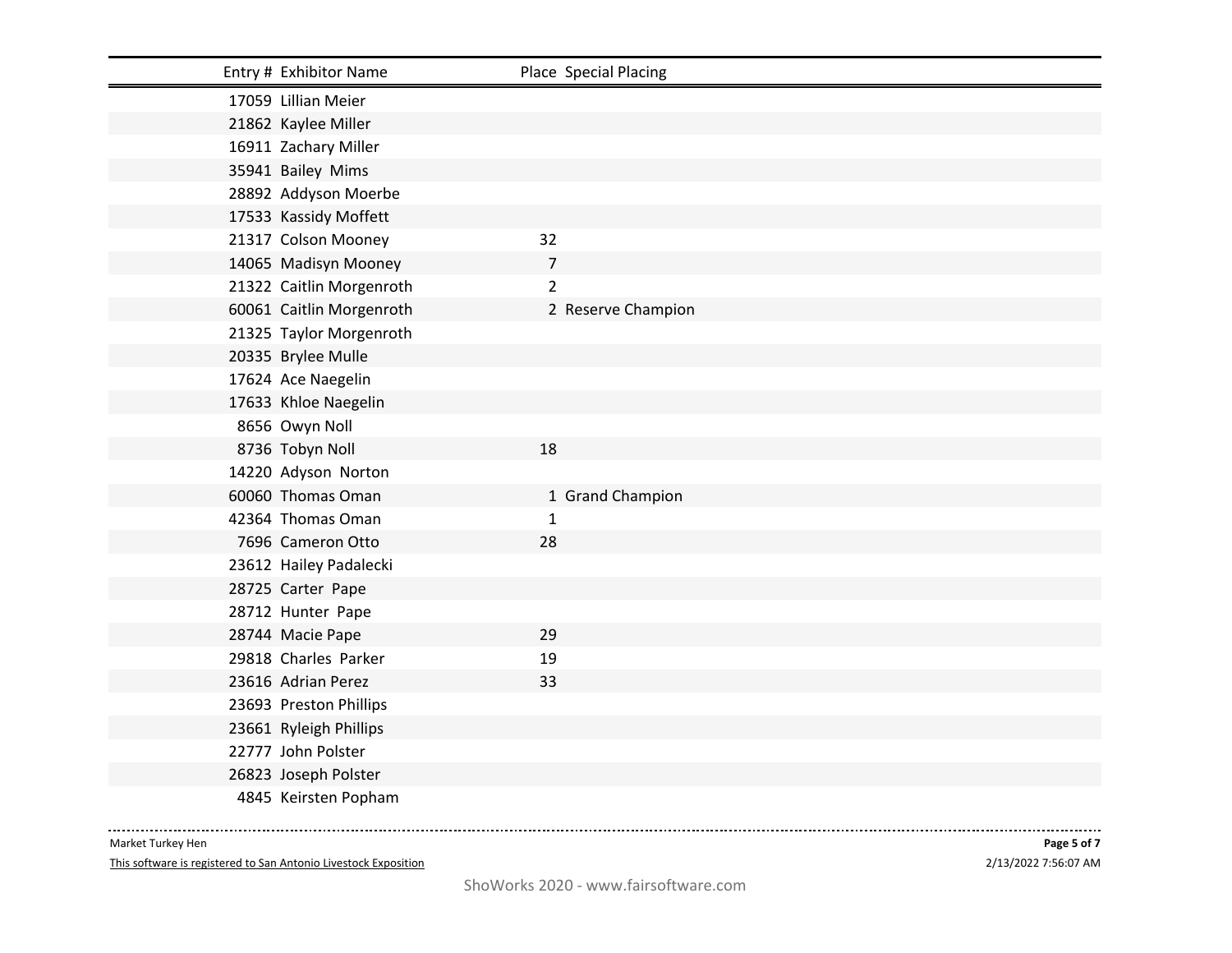| Entry # | Exhibitor Name | Place | Special Placing |
|---|---|---|---|
| 17059 | Lillian Meier | | |
| 21862 | Kaylee Miller | | |
| 16911 | Zachary Miller | | |
| 35941 | Bailey Mims | | |
| 28892 | Addyson Moerbe | | |
| 17533 | Kassidy Moffett | | |
| 21317 | Colson Mooney | 32 | |
| 14065 | Madisyn Mooney | 7 | |
| 21322 | Caitlin Morgenroth | 2 | |
| 60061 | Caitlin Morgenroth | 2 | Reserve Champion |
| 21325 | Taylor Morgenroth | | |
| 20335 | Brylee Mulle | | |
| 17624 | Ace Naegelin | | |
| 17633 | Khloe Naegelin | | |
| 8656 | Owyn Noll | | |
| 8736 | Tobyn Noll | 18 | |
| 14220 | Adyson Norton | | |
| 60060 | Thomas Oman | 1 | Grand Champion |
| 42364 | Thomas Oman | 1 | |
| 7696 | Cameron Otto | 28 | |
| 23612 | Hailey Padalecki | | |
| 28725 | Carter Pape | | |
| 28712 | Hunter Pape | | |
| 28744 | Macie Pape | 29 | |
| 29818 | Charles Parker | 19 | |
| 23616 | Adrian Perez | 33 | |
| 23693 | Preston Phillips | | |
| 23661 | Ryleigh Phillips | | |
| 22777 | John Polster | | |
| 26823 | Joseph Polster | | |
| 4845 | Keirsten Popham | | |

Market Turkey Hen

This software is registered to San Antonio Livestock Exposition

2/13/2022 7:56:07 AM

ShoWorks 2020 - www.fairsoftware.com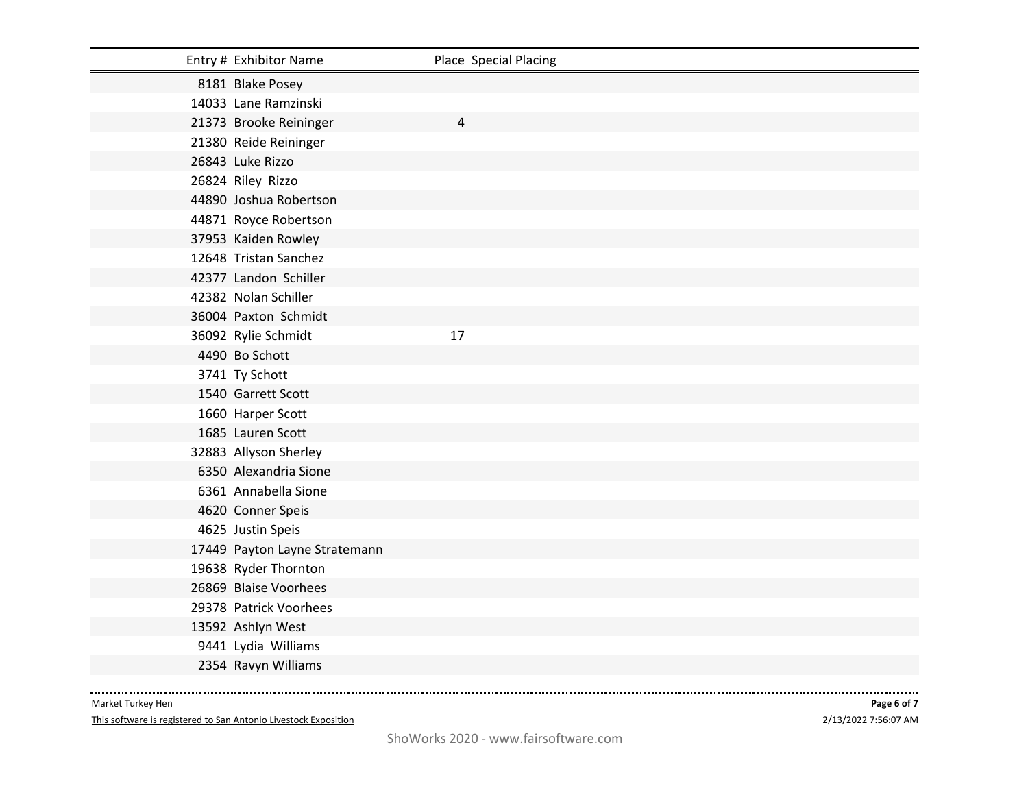| Entry # | Exhibitor Name | Place | Special Placing |
|---|---|---|---|
| 8181 | Blake Posey | | |
| 14033 | Lane Ramzinski | | |
| 21373 | Brooke Reininger | 4 | |
| 21380 | Reide Reininger | | |
| 26843 | Luke Rizzo | | |
| 26824 | Riley Rizzo | | |
| 44890 | Joshua Robertson | | |
| 44871 | Royce Robertson | | |
| 37953 | Kaiden Rowley | | |
| 12648 | Tristan Sanchez | | |
| 42377 | Landon Schiller | | |
| 42382 | Nolan Schiller | | |
| 36004 | Paxton Schmidt | | |
| 36092 | Rylie Schmidt | 17 | |
| 4490 | Bo Schott | | |
| 3741 | Ty Schott | | |
| 1540 | Garrett Scott | | |
| 1660 | Harper Scott | | |
| 1685 | Lauren Scott | | |
| 32883 | Allyson Sherley | | |
| 6350 | Alexandria Sione | | |
| 6361 | Annabella Sione | | |
| 4620 | Conner Speis | | |
| 4625 | Justin Speis | | |
| 17449 | Payton Layne Stratemann | | |
| 19638 | Ryder Thornton | | |
| 26869 | Blaise Voorhees | | |
| 29378 | Patrick Voorhees | | |
| 13592 | Ashlyn West | | |
| 9441 | Lydia Williams | | |
| 2354 | Ravyn Williams | | |

Market Turkey Hen

This software is registered to San Antonio Livestock Exposition

2/13/2022 7:56:07 AM

ShoWorks 2020 - www.fairsoftware.com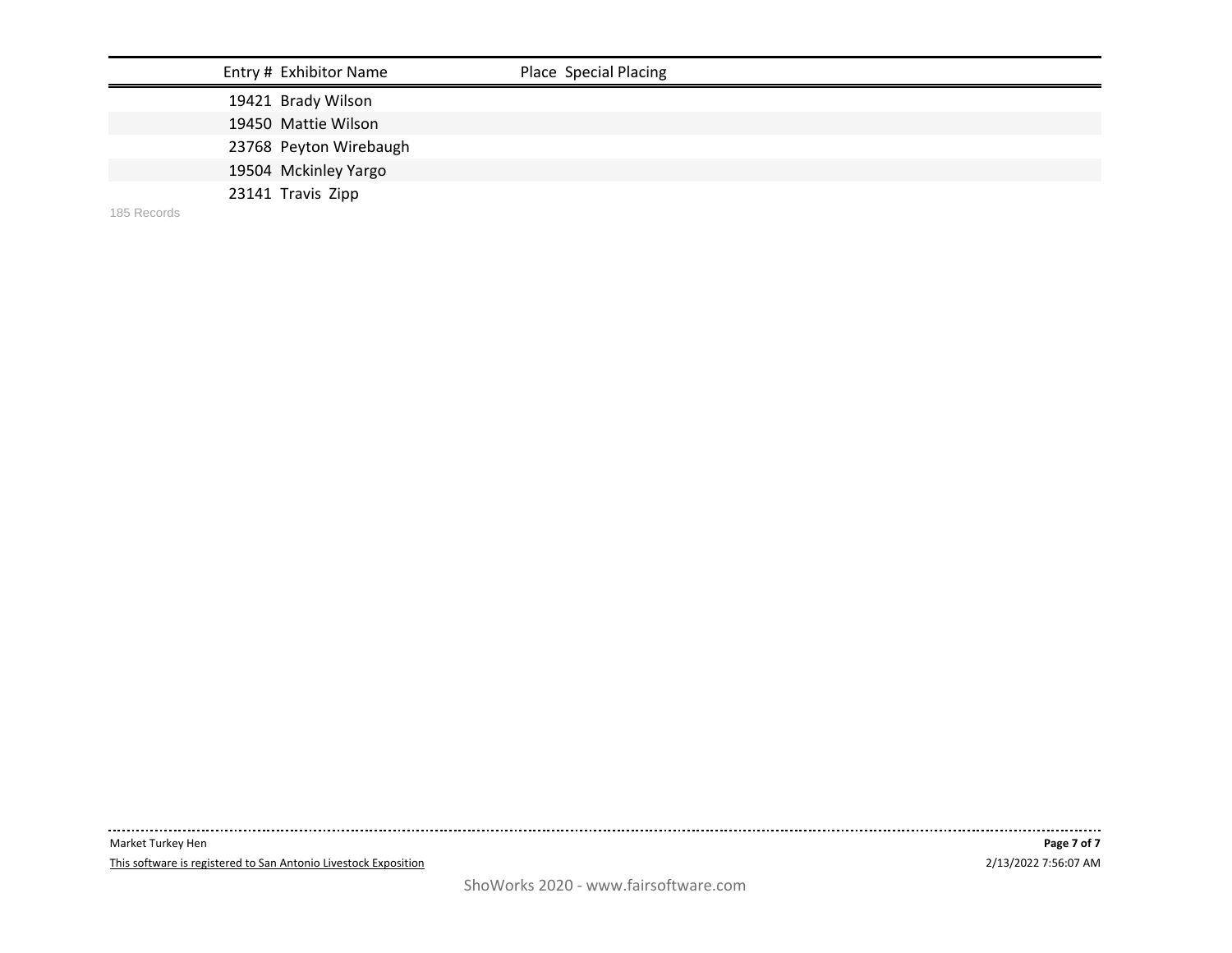| Entry # | Exhibitor Name | Place | Special Placing |
|---|---|---|---|
| 19421 | Brady Wilson | | |
| 19450 | Mattie Wilson | | |
| 23768 | Peyton Wirebaugh | | |
| 19504 | Mckinley Yargo | | |
| 23141 | Travis Zipp | | |

185 Records